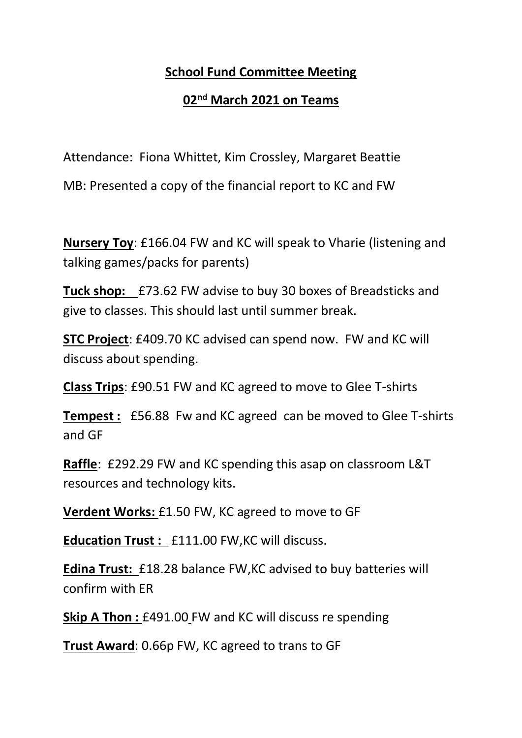**School Fund Committee Meeting**

**02nd March 2021 on Teams**

Attendance: Fiona Whittet, Kim Crossley, Margaret Beattie

MB: Presented a copy of the financial report to KC and FW

**Nursery Toy**: £166.04 FW and KC will speak to Vharie (listening and talking games/packs for parents)

**Tuck shop:** £73.62 FW advise to buy 30 boxes of Breadsticks and give to classes. This should last until summer break.

**STC Project**: £409.70 KC advised can spend now. FW and KC will discuss about spending.

**Class Trips**: £90.51 FW and KC agreed to move to Glee T-shirts

**Tempest :** £56.88 Fw and KC agreed can be moved to Glee T-shirts and GF

**Raffle**: £292.29 FW and KC spending this asap on classroom L&T resources and technology kits.

**Verdent Works:** £1.50 FW, KC agreed to move to GF

**Education Trust :** £111.00 FW,KC will discuss.

**Edina Trust:** £18.28 balance FW,KC advised to buy batteries will confirm with ER

**Skip A Thon :** £491.00 FW and KC will discuss re spending

**Trust Award**: 0.66p FW, KC agreed to trans to GF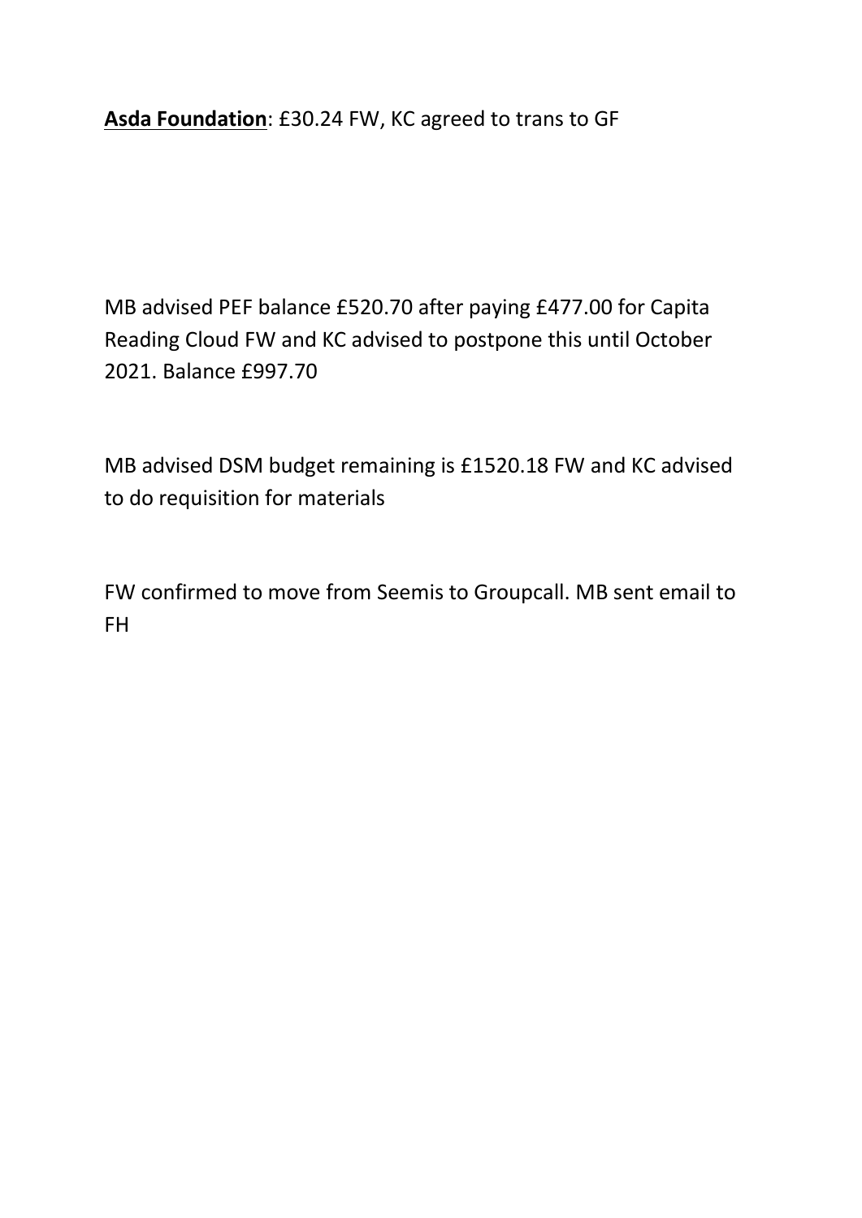**Asda Foundation**: £30.24 FW, KC agreed to trans to GF

MB advised PEF balance £520.70 after paying £477.00 for Capita Reading Cloud FW and KC advised to postpone this until October 2021. Balance £997.70

MB advised DSM budget remaining is £1520.18 FW and KC advised to do requisition for materials

FW confirmed to move from Seemis to Groupcall. MB sent email to FH